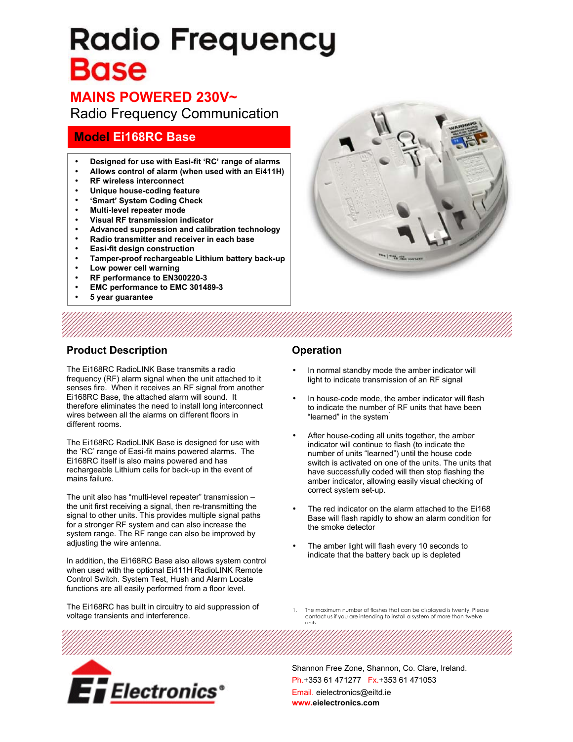# Radio Frequency Base

## MAINS POWERED 230V~

Radio Frequency Communication

### Model Ei168RC Base

- **Designed for use with Easi-fit 'RC' range of alarms**
- **Allows control of alarm (when used with an Ei411H)**
- **RF wireless interconnect**
- **Unique house-coding feature**
- **'Smart' System Coding Check**
- **Multi-level repeater mode**
- **Visual RF transmission indicator**
- **Advanced suppression and calibration technology**
- **Radio transmitter and receiver in each base**
- **Easi-fit design construction**
- **Tamper-proof rechargeable Lithium battery back-up**
- **Low power cell warning**
- **RF performance to EN300220-3**
- **EMC performance to EMC 301489-3**
- **5 year guarantee**

## Product Description

The Ei168RC RadioLINK Base transmits a radio frequency (RF) alarm signal when the unit attached to it senses fire. When it receives an RF signal from another Ei168RC Base, the attached alarm will sound. It therefore eliminates the need to install long interconnect wires between all the alarms on different floors in different rooms.

The Ei168RC RadioLINK Base is designed for use with the 'RC' range of Easi-fit mains powered alarms. The Ei168RC itself is also mains powered and has rechargeable Lithium cells for back-up in the event of mains failure.

The unit also has "multi-level repeater" transmission – the unit first receiving a signal, then re-transmitting the signal to other units. This provides multiple signal paths for a stronger RF system and can also increase the system range. The RF range can also be improved by adjusting the wire antenna.

In addition, the Ei168RC Base also allows system control when used with the optional Ei411H RadioLINK Remote Control Switch. System Test, Hush and Alarm Locate functions are all easily performed from a floor level.

The Ei168RC has built in circuitry to aid suppression of voltage transients and interference.

## Operation

- In normal standby mode the amber indicator will light to indicate transmission of an RF signal
- In house-code mode, the amber indicator will flash to indicate the number of RF units that have been "learned" in the system[1]
- After house-coding all units together, the amber indicator will continue to flash (to indicate the number of units "learned") until the house code switch is activated on one of the units. The units that have successfully coded will then stop flashing the amber indicator, allowing easily visual checking of correct system set-up.
- The red indicator on the alarm attached to the Ei168 Base will flash rapidly to show an alarm condition for the smoke detector
- The amber light will flash every 10 seconds to indicate that the battery back up is depleted

1. The maximum number of flashes that can be displayed is twenty, Please contact us if you are intending to install a system of more than twelve units.

Shannon Free Zone, Shannon, Co. Clare, Ireland.
Ph.+353 61 471277 Fx.+353 61 471053
Email. eielectronics@eiltd.ie
**www.eielectronics.com**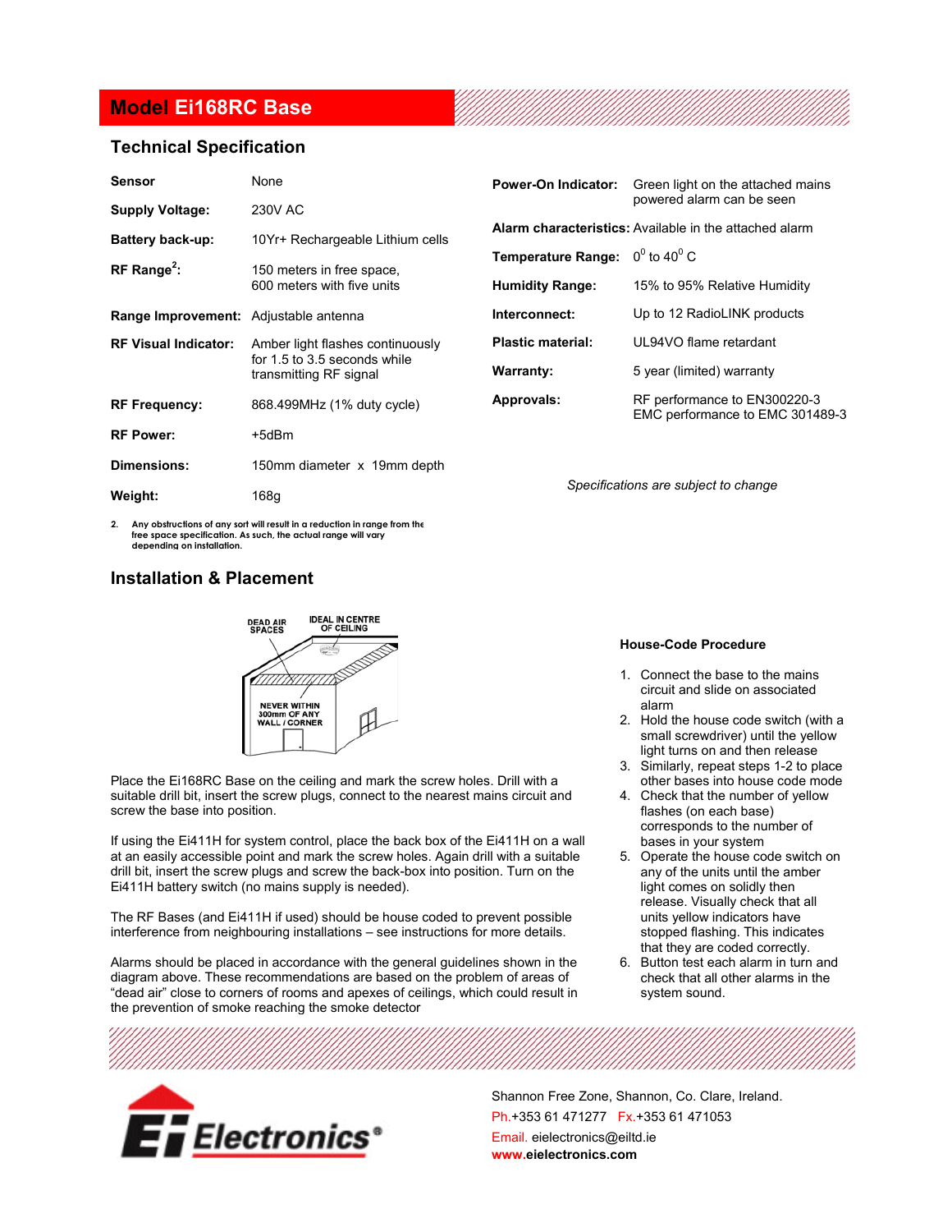# Model Ei168RC Base

## Technical Specification

| | |
|---|---|
| **Sensor** | None |
| **Supply Voltage:** | 230V AC |
| **Battery back-up:** | 10Yr+ Rechargeable Lithium cells |
| **RF Range[2]:** | 150 meters in free space, 600 meters with five units |
| **Range Improvement:** | Adjustable antenna |
| **RF Visual Indicator:** | Amber light flashes continuously for 1.5 to 3.5 seconds while transmitting RF signal |
| **RF Frequency:** | 868.499MHz (1% duty cycle) |
| **RF Power:** | +5dBm |
| **Dimensions:** | 150mm diameter x 19mm depth |
| **Weight:** | 168g |
| **Power-On Indicator:** | Green light on the attached mains powered alarm can be seen |
| **Alarm characteristics:** | Available in the attached alarm |
| **Temperature Range:** | $0^0$ to $40^0$ C |
| **Humidity Range:** | 15% to 95% Relative Humidity |
| **Interconnect:** | Up to 12 RadioLINK products |
| **Plastic material:** | UL94VO flame retardant |
| **Warranty:** | 5 year (limited) warranty |
| **Approvals:** | RF performance to EN300220-3<br>EMC performance to EMC 301489-3 |

*Specifications are subject to change*

2. Any obstructions of any sort will result in a reduction in range from the free space specification. As such, the actual range will vary depending on installation.

## Installation & Placement

DEAD AIR SPACES
IDEAL IN CENTRE OF CEILING
NEVER WITHIN 300mm OF ANY WALL / CORNER

Place the Ei168RC Base on the ceiling and mark the screw holes. Drill with a suitable drill bit, insert the screw plugs, connect to the nearest mains circuit and screw the base into position.

If using the Ei411H for system control, place the back box of the Ei411H on a wall at an easily accessible point and mark the screw holes. Again drill with a suitable drill bit, insert the screw plugs and screw the back-box into position. Turn on the Ei411H battery switch (no mains supply is needed).

The RF Bases (and Ei411H if used) should be house coded to prevent possible interference from neighbouring installations – see instructions for more details.

Alarms should be placed in accordance with the general guidelines shown in the diagram above. These recommendations are based on the problem of areas of "dead air" close to corners of rooms and apexes of ceilings, which could result in the prevention of smoke reaching the smoke detector

### House-Code Procedure

1. Connect the base to the mains circuit and slide on associated alarm
2. Hold the house code switch (with a small screwdriver) until the yellow light turns on and then release
3. Similarly, repeat steps 1-2 to place other bases into house code mode
4. Check that the number of yellow flashes (on each base) corresponds to the number of bases in your system
5. Operate the house code switch on any of the units until the amber light comes on solidly then release. Visually check that all units yellow indicators have stopped flashing. This indicates that they are coded correctly.
6. Button test each alarm in turn and check that all other alarms in the system sound.

Ei Electronics®

Shannon Free Zone, Shannon, Co. Clare, Ireland.
Ph.+353 61 471277 Fx.+353 61 471053
Email. eielectronics@eiltd.ie
**www.eielectronics.com**